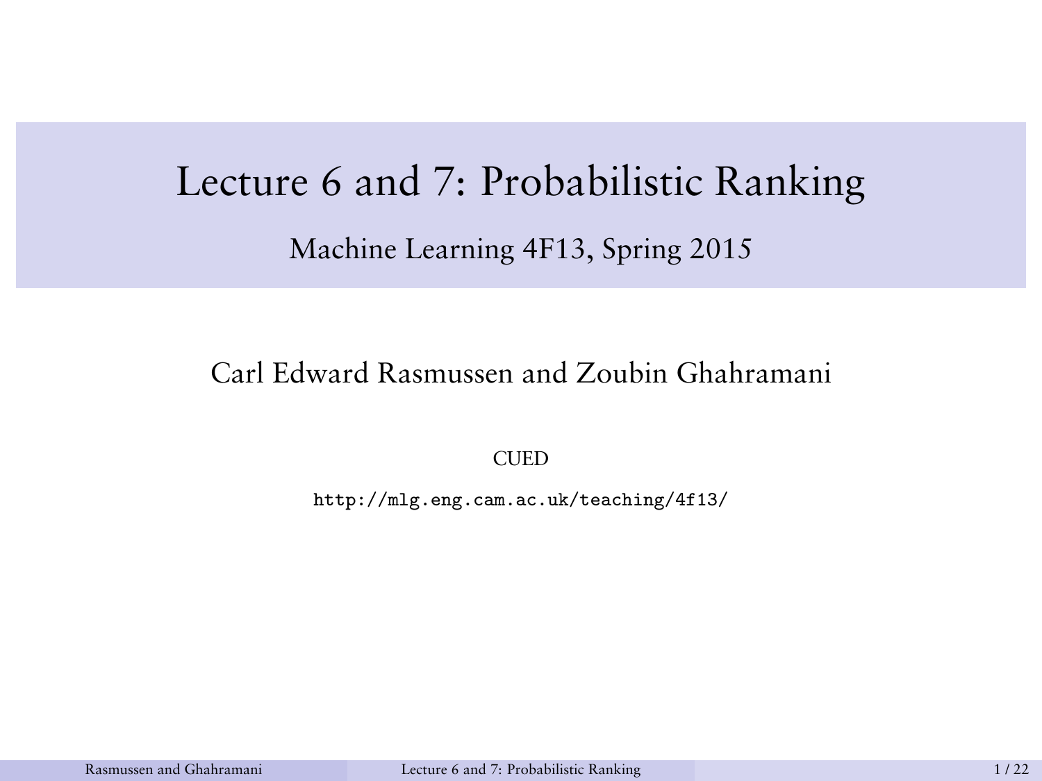# Lecture 6 and 7: Probabilistic Ranking

## Machine Learning 4F13, Spring 2015

Carl Edward Rasmussen and Zoubin Ghahramani

CUED

http://mlg.eng.cam.ac.uk/teaching/4f13/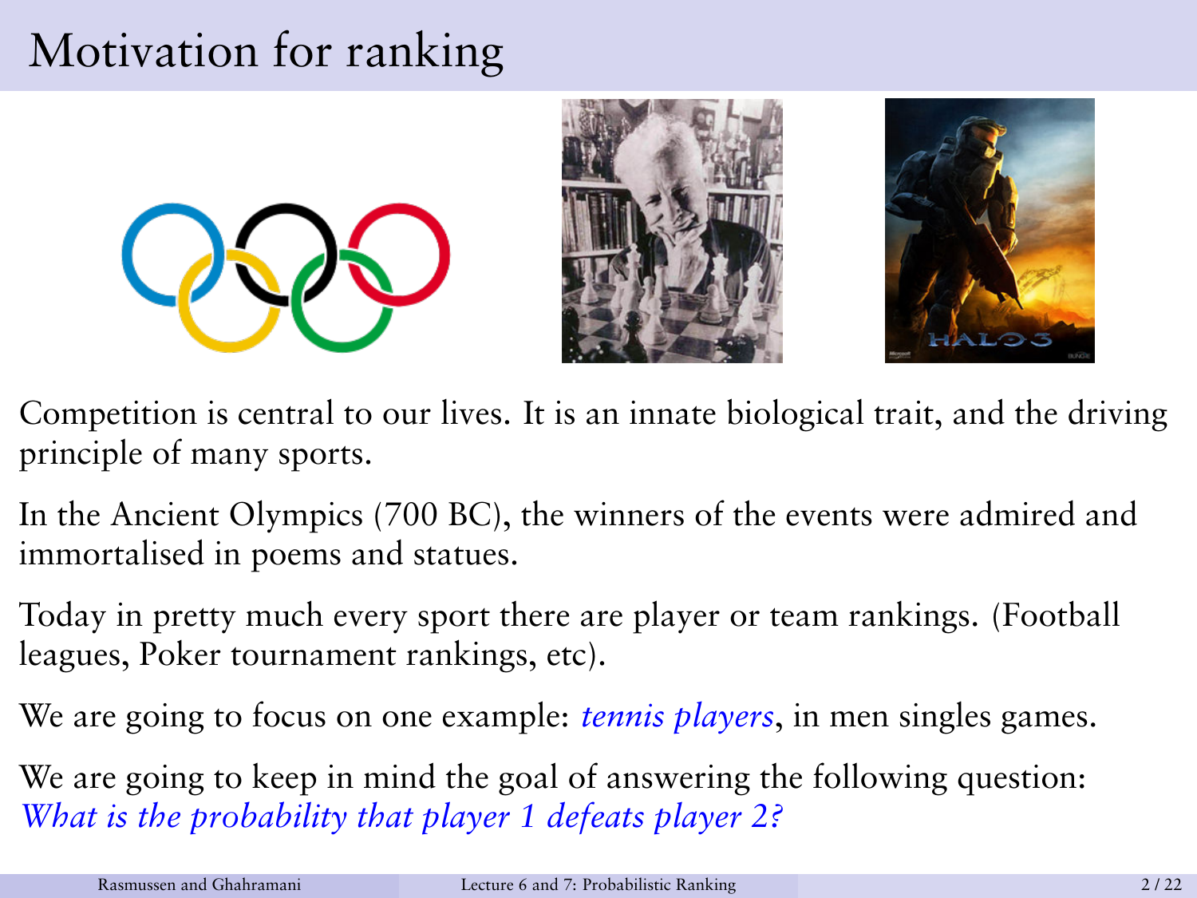# Motivation for ranking

Competition is central to our lives. It is an innate biological trait, and the driving principle of many sports.

In the Ancient Olympics (700 BC), the winners of the events were admired and immortalised in poems and statues.

Today in pretty much every sport there are player or team rankings. (Football leagues, Poker tournament rankings, etc).

We are going to focus on one example: *tennis players*, in men singles games.

We are going to keep in mind the goal of answering the following question: *What is the probability that player 1 defeats player 2?*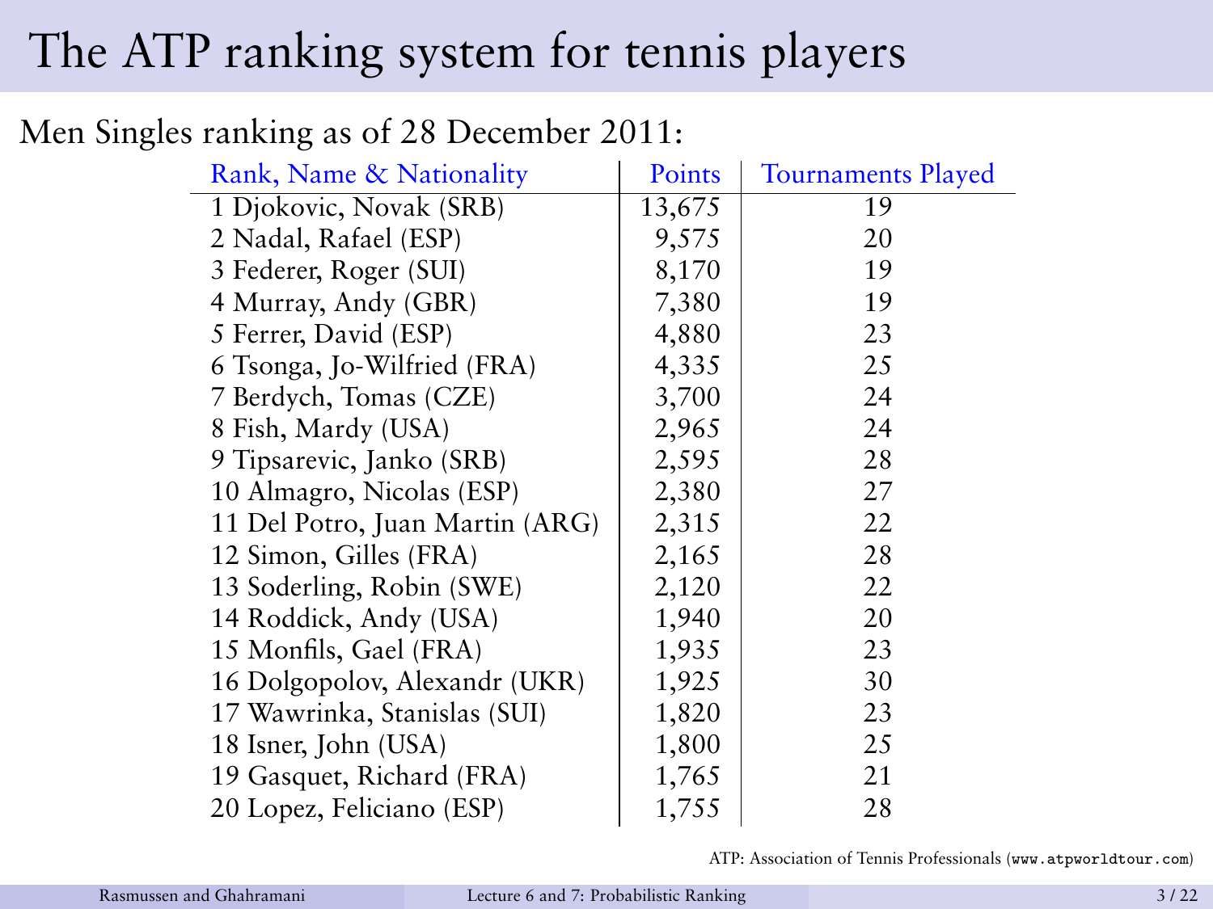# The ATP ranking system for tennis players

Men Singles ranking as of 28 December 2011:

| Rank, Name & Nationality | Points | Tournaments Played |
|---|---|---|
| 1 Djokovic, Novak (SRB) | 13,675 | 19 |
| 2 Nadal, Rafael (ESP) | 9,575 | 20 |
| 3 Federer, Roger (SUI) | 8,170 | 19 |
| 4 Murray, Andy (GBR) | 7,380 | 19 |
| 5 Ferrer, David (ESP) | 4,880 | 23 |
| 6 Tsonga, Jo-Wilfried (FRA) | 4,335 | 25 |
| 7 Berdych, Tomas (CZE) | 3,700 | 24 |
| 8 Fish, Mardy (USA) | 2,965 | 24 |
| 9 Tipsarevic, Janko (SRB) | 2,595 | 28 |
| 10 Almagro, Nicolas (ESP) | 2,380 | 27 |
| 11 Del Potro, Juan Martin (ARG) | 2,315 | 22 |
| 12 Simon, Gilles (FRA) | 2,165 | 28 |
| 13 Soderling, Robin (SWE) | 2,120 | 22 |
| 14 Roddick, Andy (USA) | 1,940 | 20 |
| 15 Monfils, Gael (FRA) | 1,935 | 23 |
| 16 Dolgopolov, Alexandr (UKR) | 1,925 | 30 |
| 17 Wawrinka, Stanislas (SUI) | 1,820 | 23 |
| 18 Isner, John (USA) | 1,800 | 25 |
| 19 Gasquet, Richard (FRA) | 1,765 | 21 |
| 20 Lopez, Feliciano (ESP) | 1,755 | 28 |

ATP: Association of Tennis Professionals (`www.atpworldtour.com`)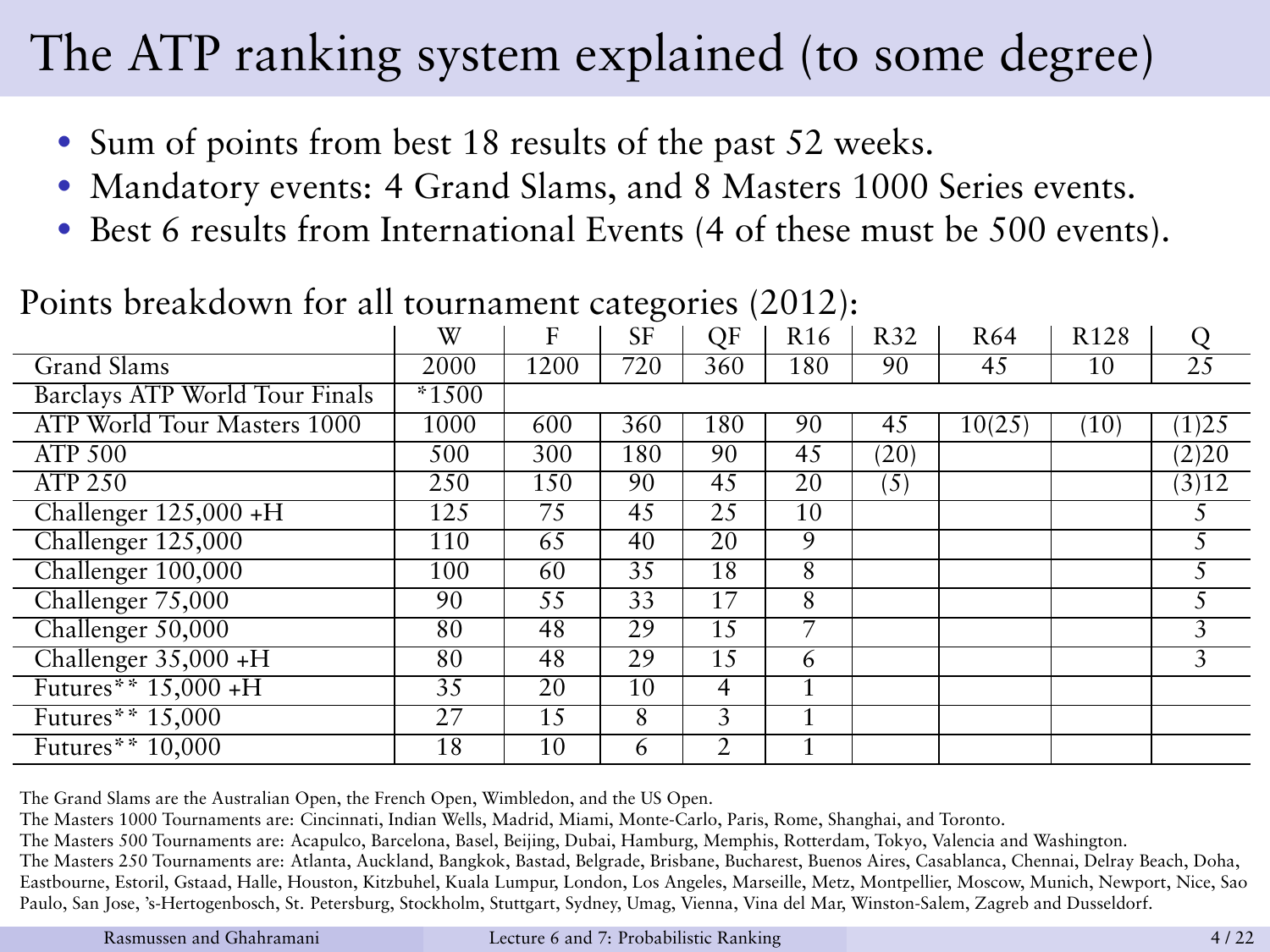# The ATP ranking system explained (to some degree)

- Sum of points from best 18 results of the past 52 weeks.
- Mandatory events: 4 Grand Slams, and 8 Masters 1000 Series events.
- Best 6 results from International Events (4 of these must be 500 events).

Points breakdown for all tournament categories (2012):

| | W | F | SF | QF | R16 | R32 | R64 | R128 | Q |
|---|---|---|---|---|---|---|---|---|---|
| Grand Slams | 2000 | 1200 | 720 | 360 | 180 | 90 | 45 | 10 | 25 |
| Barclays ATP World Tour Finals | *1500 | | | | | | | | |
| ATP World Tour Masters 1000 | 1000 | 600 | 360 | 180 | 90 | 45 | 10(25) | (10) | (1)25 |
| ATP 500 | 500 | 300 | 180 | 90 | 45 | (20) | | | (2)20 |
| ATP 250 | 250 | 150 | 90 | 45 | 20 | (5) | | | (3)12 |
| Challenger 125,000 +H | 125 | 75 | 45 | 25 | 10 | | | | 5 |
| Challenger 125,000 | 110 | 65 | 40 | 20 | 9 | | | | 5 |
| Challenger 100,000 | 100 | 60 | 35 | 18 | 8 | | | | 5 |
| Challenger 75,000 | 90 | 55 | 33 | 17 | 8 | | | | 5 |
| Challenger 50,000 | 80 | 48 | 29 | 15 | 7 | | | | 3 |
| Challenger 35,000 +H | 80 | 48 | 29 | 15 | 6 | | | | 3 |
| Futures** 15,000 +H | 35 | 20 | 10 | 4 | 1 | | | | |
| Futures** 15,000 | 27 | 15 | 8 | 3 | 1 | | | | |
| Futures** 10,000 | 18 | 10 | 6 | 2 | 1 | | | | |

The Grand Slams are the Australian Open, the French Open, Wimbledon, and the US Open.
The Masters 1000 Tournaments are: Cincinnati, Indian Wells, Madrid, Miami, Monte-Carlo, Paris, Rome, Shanghai, and Toronto.
The Masters 500 Tournaments are: Acapulco, Barcelona, Basel, Beijing, Dubai, Hamburg, Memphis, Rotterdam, Tokyo, Valencia and Washington.
The Masters 250 Tournaments are: Atlanta, Auckland, Bangkok, Bastad, Belgrade, Brisbane, Bucharest, Buenos Aires, Casablanca, Chennai, Delray Beach, Doha, Eastbourne, Estoril, Gstaad, Halle, Houston, Kitzbuhel, Kuala Lumpur, London, Los Angeles, Marseille, Metz, Montpellier, Moscow, Munich, Newport, Nice, Sao Paulo, San Jose, 's-Hertogenbosch, St. Petersburg, Stockholm, Stuttgart, Sydney, Umag, Vienna, Vina del Mar, Winston-Salem, Zagreb and Dusseldorf.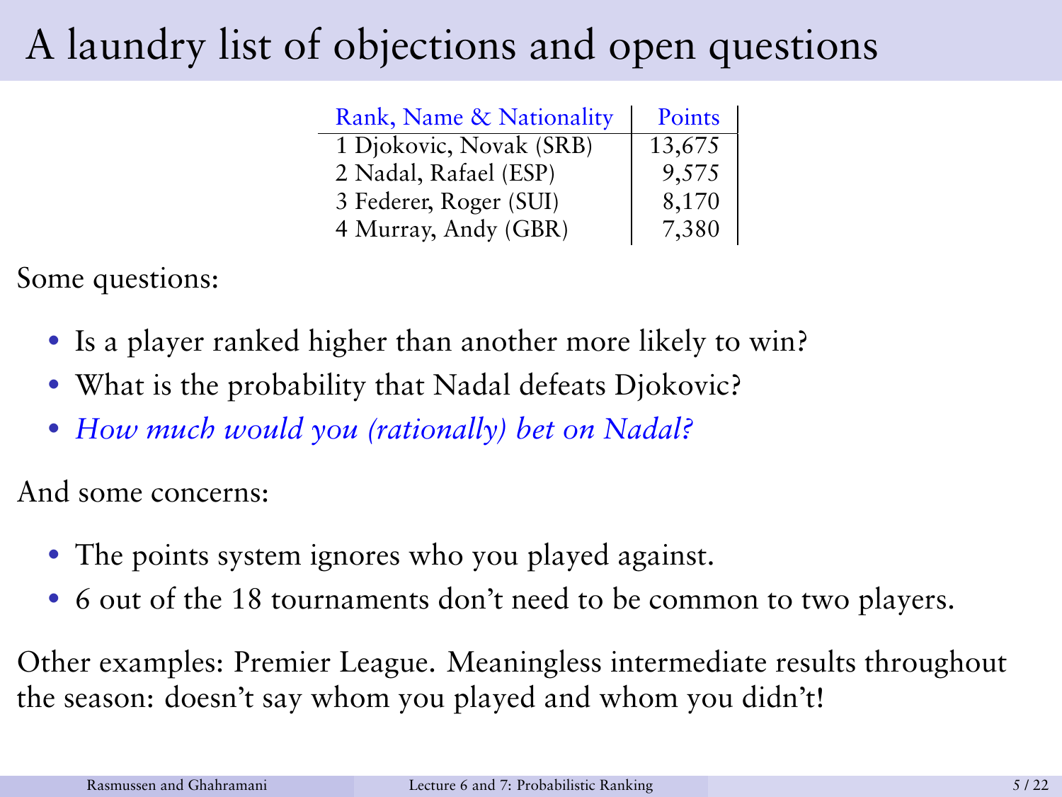# A laundry list of objections and open questions

| Rank, Name & Nationality | Points |
|---|---|
| 1 Djokovic, Novak (SRB) | 13,675 |
| 2 Nadal, Rafael (ESP) | 9,575 |
| 3 Federer, Roger (SUI) | 8,170 |
| 4 Murray, Andy (GBR) | 7,380 |

Some questions:

- Is a player ranked higher than another more likely to win?
- What is the probability that Nadal defeats Djokovic?
- *How much would you (rationally) bet on Nadal?*

And some concerns:

- The points system ignores who you played against.
- 6 out of the 18 tournaments don't need to be common to two players.

Other examples: Premier League. Meaningless intermediate results throughout the season: doesn't say whom you played and whom you didn't!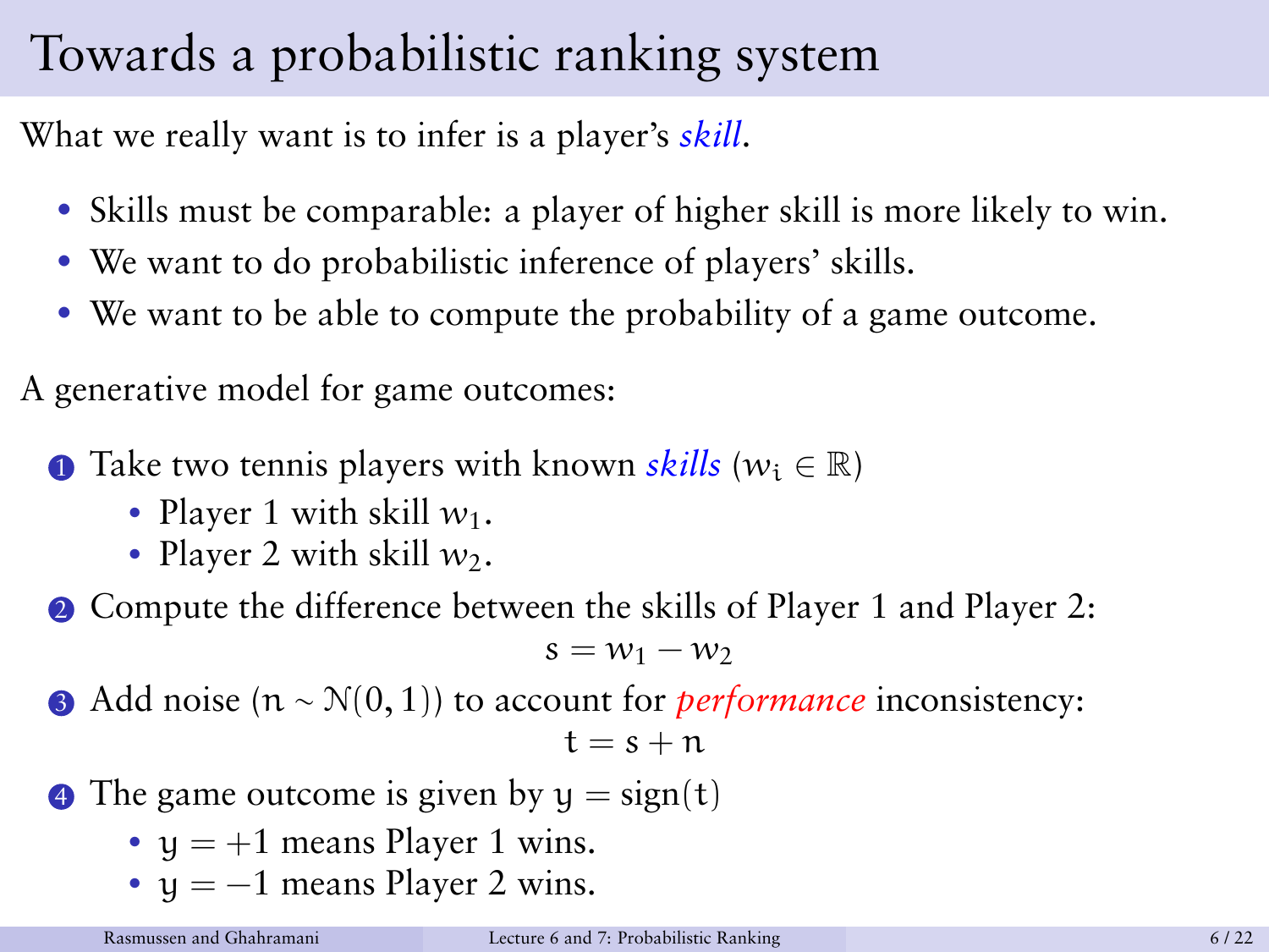# Towards a probabilistic ranking system

What we really want is to infer is a player's *skill*.

- Skills must be comparable: a player of higher skill is more likely to win.
- We want to do probabilistic inference of players' skills.
- We want to be able to compute the probability of a game outcome.

A generative model for game outcomes:

1. Take two tennis players with known *skills* ($w_i \in \mathbb{R}$)
   - Player 1 with skill $w_1$.
   - Player 2 with skill $w_2$.
2. Compute the difference between the skills of Player 1 and Player 2:
   $$s = w_1 - w_2$$
3. Add noise ($n \sim \mathcal{N}(0, 1)$) to account for *performance* inconsistency:
   $$t = s + n$$
4. The game outcome is given by $y = \text{sign}(t)$
   - $y = +1$ means Player 1 wins.
   - $y = -1$ means Player 2 wins.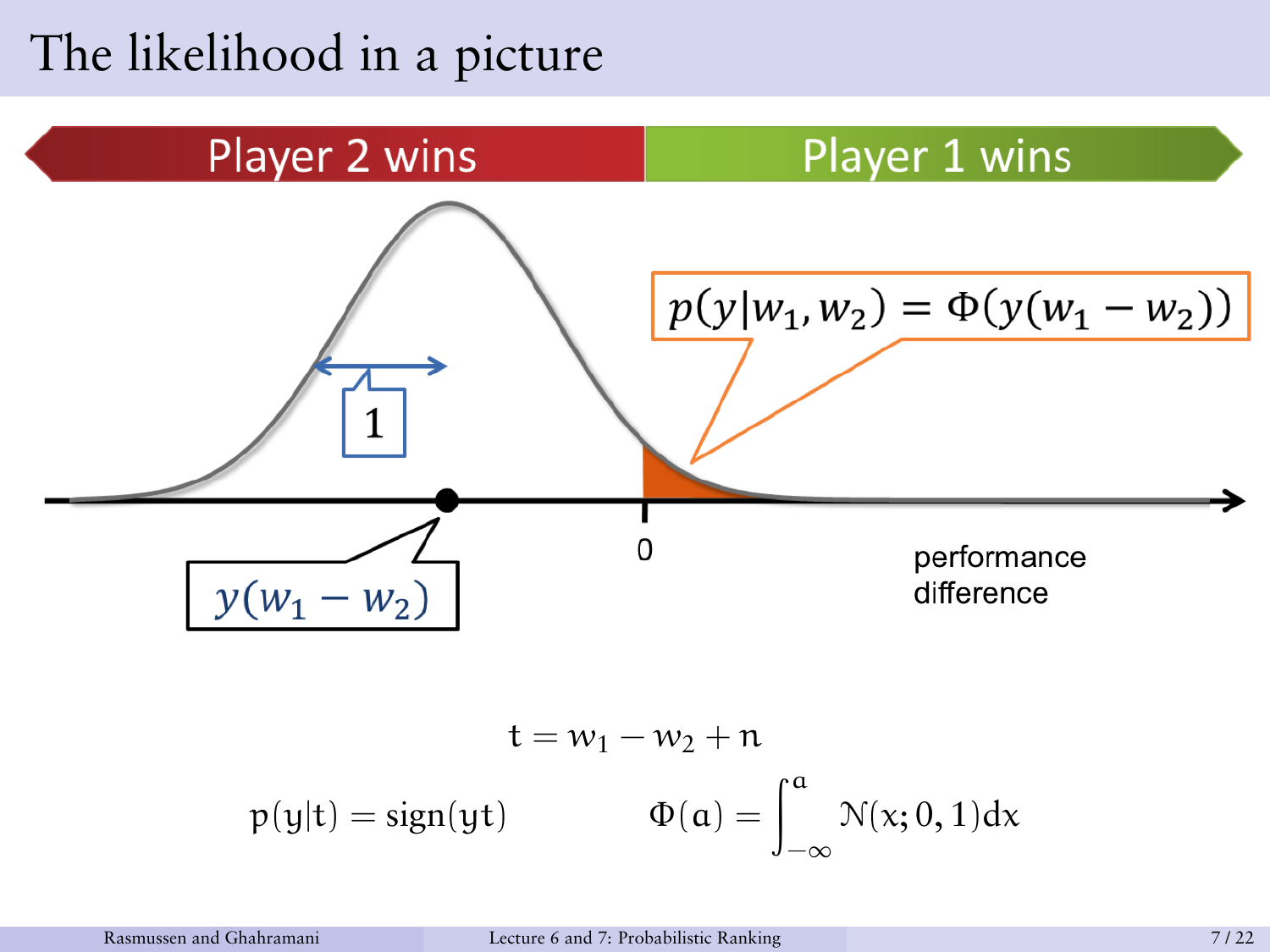# The likelihood in a picture

Player 2 wins

Player 1 wins

$p(y|w_1, w_2) = \Phi(y(w_1 - w_2))$

1

$y(w_1 - w_2)$

0

performance difference

$$t = w_1 - w_2 + n$$

$$p(y|t) = \text{sign}(yt) \qquad \Phi(a) = \int_{-\infty}^{a} \mathcal{N}(x; 0, 1)dx$$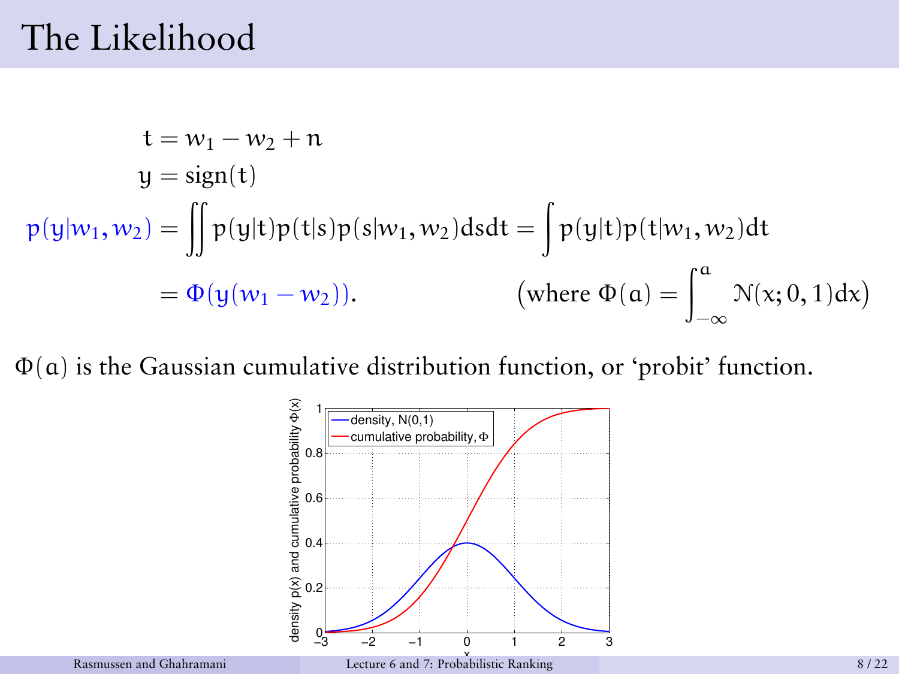# The Likelihood

$$
\begin{aligned}
t &= w_1 - w_2 + n \\
y &= \mathrm{sign}(t) \\
p(y|w_1, w_2) &= \iint p(y|t)p(t|s)p(s|w_1, w_2)\,ds\,dt = \int p(y|t)p(t|w_1, w_2)\,dt \\
&= \Phi(y(w_1 - w_2)). \qquad\qquad \Big(\text{where } \Phi(a) = \int_{-\infty}^{a} \mathcal{N}(x; 0, 1)\,dx\Big)
\end{aligned}
$$

$\Phi(a)$ is the Gaussian cumulative distribution function, or 'probit' function.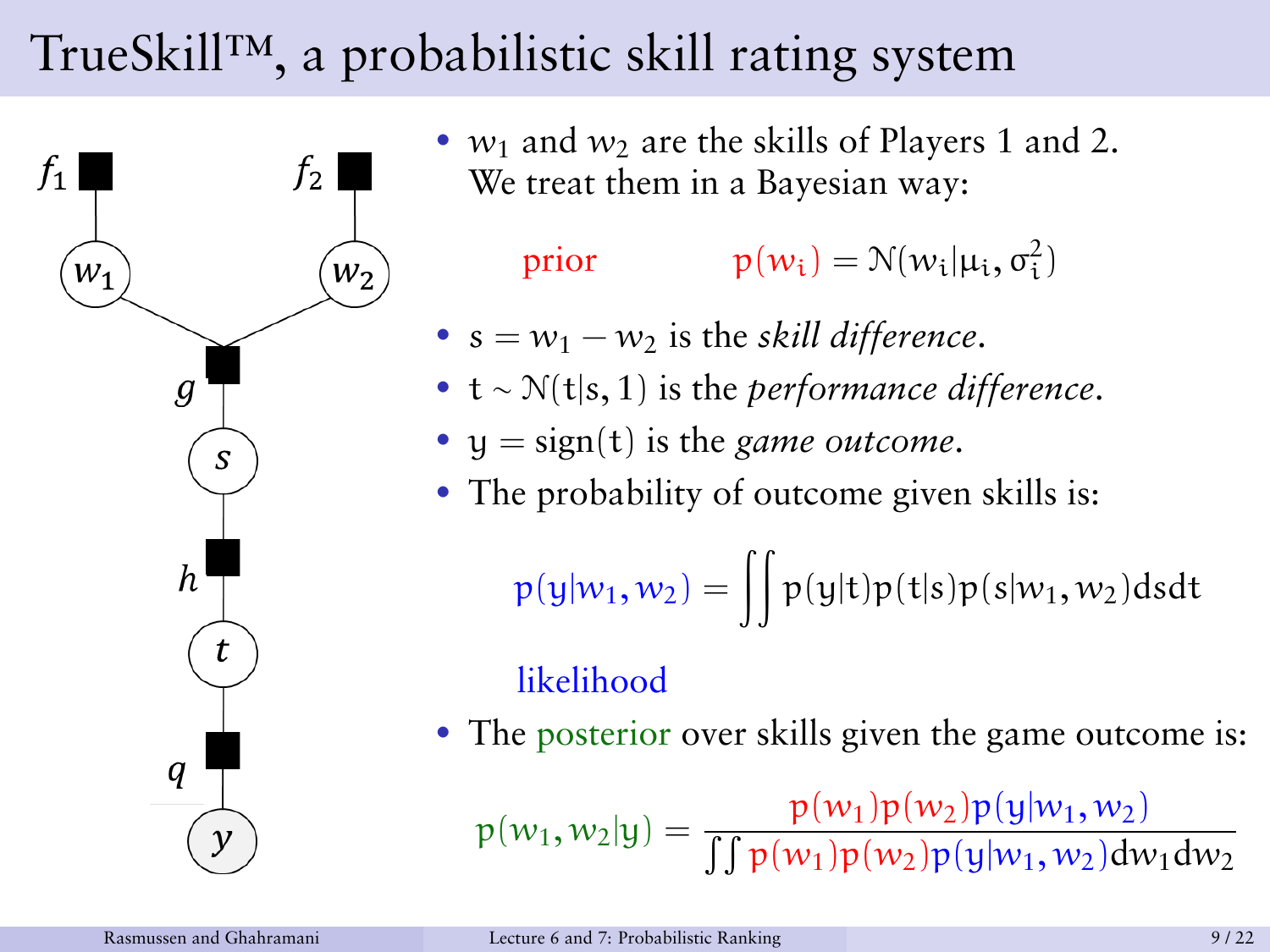# TrueSkill™, a probabilistic skill rating system

- $w_1$ and $w_2$ are the skills of Players 1 and 2. We treat them in a Bayesian way:

$$\text{prior} \qquad p(w_i) = \mathcal{N}(w_i | \mu_i, \sigma_i^2)$$

- $s = w_1 - w_2$ is the *skill difference*.
- $t \sim \mathcal{N}(t|s, 1)$ is the *performance difference*.
- $y = \text{sign}(t)$ is the *game outcome*.
- The probability of outcome given skills is:

$$p(y|w_1, w_2) = \iint p(y|t)p(t|s)p(s|w_1, w_2)\,ds\,dt$$

likelihood

- The posterior over skills given the game outcome is:

$$p(w_1, w_2|y) = \frac{p(w_1)p(w_2)p(y|w_1, w_2)}{\iint p(w_1)p(w_2)p(y|w_1, w_2)\,dw_1 dw_2}$$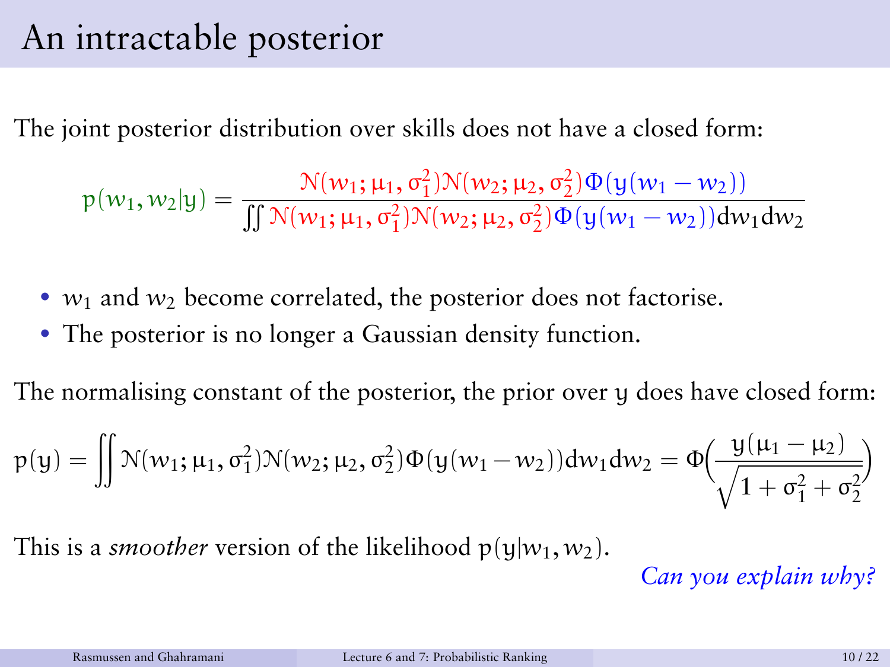# An intractable posterior

The joint posterior distribution over skills does not have a closed form:

$$p(w_1, w_2|y) = \frac{\mathcal{N}(w_1; \mu_1, \sigma_1^2)\mathcal{N}(w_2; \mu_2, \sigma_2^2)\Phi(y(w_1 - w_2))}{\iint \mathcal{N}(w_1; \mu_1, \sigma_1^2)\mathcal{N}(w_2; \mu_2, \sigma_2^2)\Phi(y(w_1 - w_2))dw_1 dw_2}$$

- $w_1$ and $w_2$ become correlated, the posterior does not factorise.
- The posterior is no longer a Gaussian density function.

The normalising constant of the posterior, the prior over $y$ does have closed form:

$$p(y) = \iint \mathcal{N}(w_1; \mu_1, \sigma_1^2)\mathcal{N}(w_2; \mu_2, \sigma_2^2)\Phi(y(w_1 - w_2))dw_1 dw_2 = \Phi\Big(\frac{y(\mu_1 - \mu_2)}{\sqrt{1 + \sigma_1^2 + \sigma_2^2}}\Big)$$

This is a *smoother* version of the likelihood $p(y|w_1, w_2)$.

*Can you explain why?*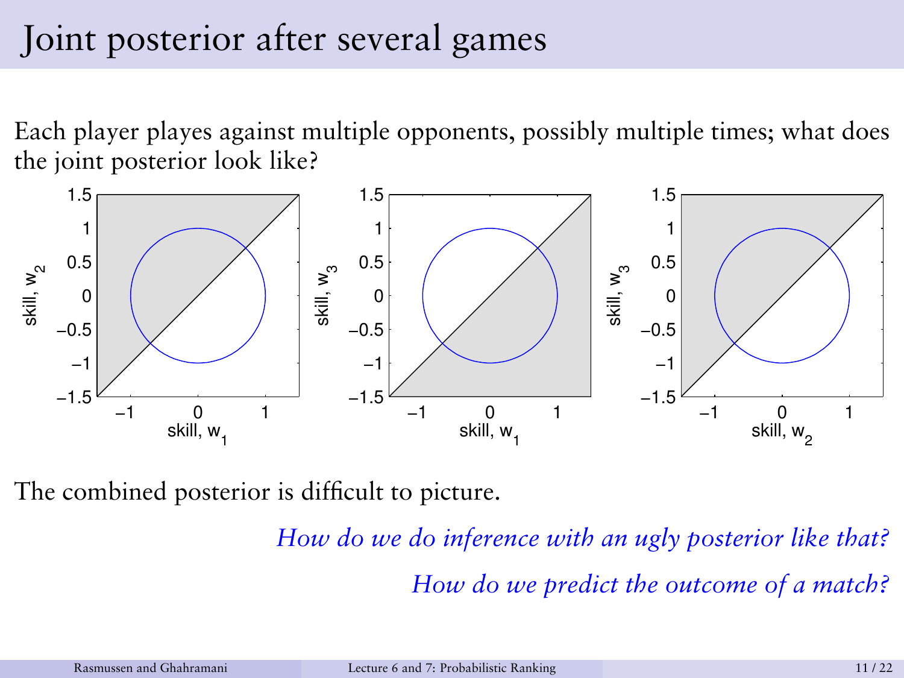# Joint posterior after several games

Each player playes against multiple opponents, possibly multiple times; what does the joint posterior look like?

The combined posterior is difficult to picture.

*How do we do inference with an ugly posterior like that?*

*How do we predict the outcome of a match?*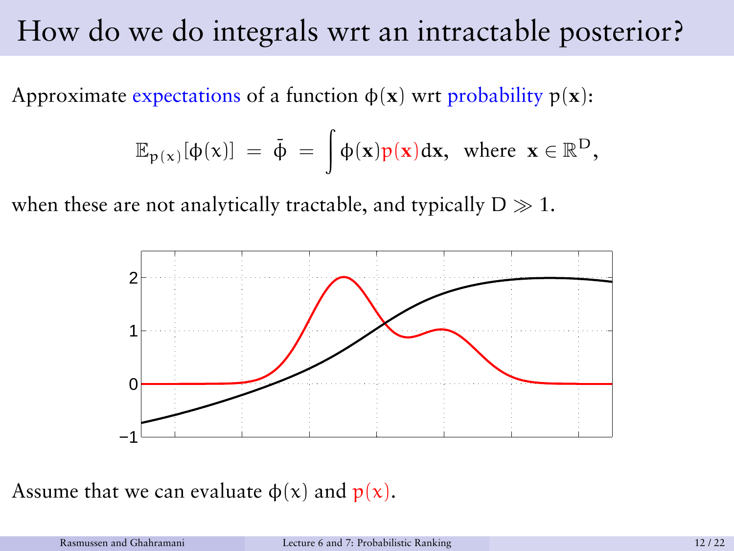# How do we do integrals wrt an intractable posterior?

Approximate expectations of a function $\phi(\mathbf{x})$ wrt probability $p(\mathbf{x})$:

$$\mathbb{E}_{p(x)}[\phi(x)] \;=\; \bar{\phi} \;=\; \int \phi(\mathbf{x}) p(\mathbf{x}) d\mathbf{x}, \;\; \text{where} \;\; \mathbf{x} \in \mathbb{R}^D,$$

when these are not analytically tractable, and typically $D \gg 1$.

Assume that we can evaluate $\phi(x)$ and $p(x)$.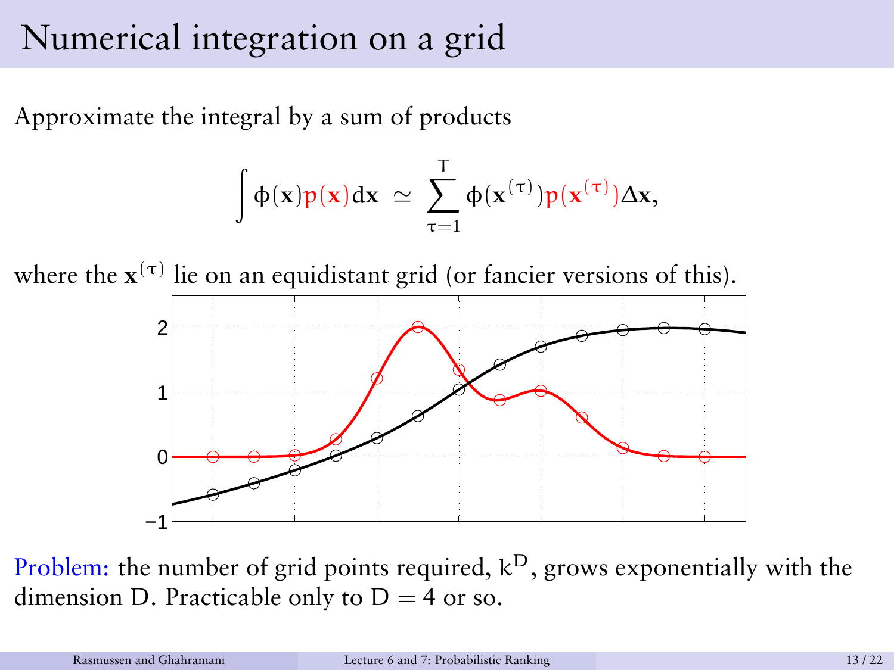# Numerical integration on a grid

Approximate the integral by a sum of products

$$\int \phi(\mathbf{x})p(\mathbf{x})d\mathbf{x} \;\simeq\; \sum_{\tau=1}^{T} \phi(\mathbf{x}^{(\tau)})p(\mathbf{x}^{(\tau)})\Delta\mathbf{x},$$

where the $\mathbf{x}^{(\tau)}$ lie on an equidistant grid (or fancier versions of this).

Problem: the number of grid points required, $k^D$, grows exponentially with the dimension D. Practicable only to $D = 4$ or so.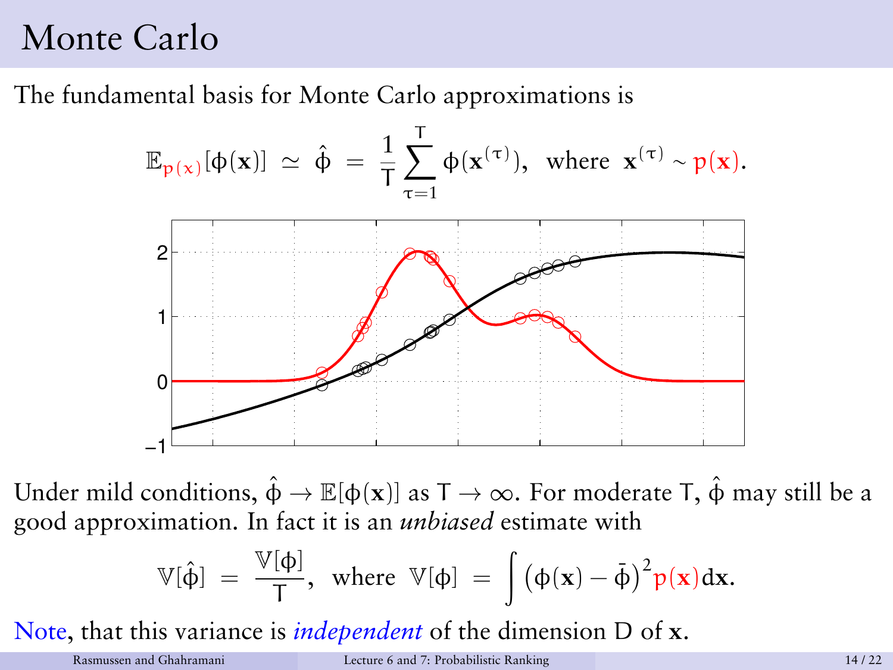# Monte Carlo

The fundamental basis for Monte Carlo approximations is

$$\mathbb{E}_{p(x)}[\phi(\mathbf{x})] \simeq \hat{\phi} = \frac{1}{T}\sum_{\tau=1}^{T} \phi(\mathbf{x}^{(\tau)}), \text{ where } \mathbf{x}^{(\tau)} \sim p(\mathbf{x}).$$

Under mild conditions, $\hat{\phi} \rightarrow \mathbb{E}[\phi(\mathbf{x})]$ as $T \rightarrow \infty$. For moderate $T$, $\hat{\phi}$ may still be a good approximation. In fact it is an *unbiased* estimate with

$$\mathbb{V}[\hat{\phi}] = \frac{\mathbb{V}[\phi]}{T}, \text{ where } \mathbb{V}[\phi] = \int \big(\phi(\mathbf{x}) - \bar{\phi}\big)^2 p(\mathbf{x}) d\mathbf{x}.$$

Note, that this variance is *independent* of the dimension $D$ of $\mathbf{x}$.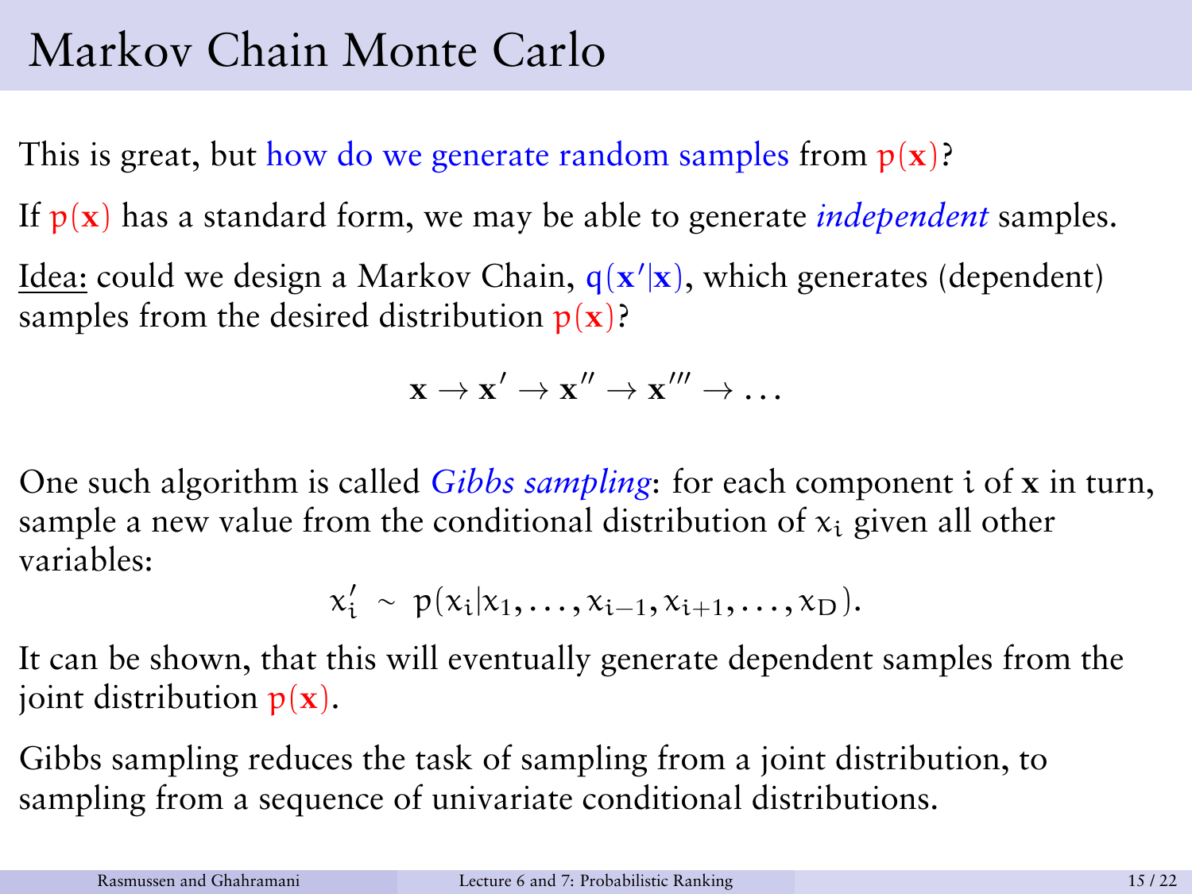# Markov Chain Monte Carlo

This is great, but how do we generate random samples from $p(\mathbf{x})$?

If $p(\mathbf{x})$ has a standard form, we may be able to generate *independent* samples.

Idea: could we design a Markov Chain, $q(\mathbf{x}'|\mathbf{x})$, which generates (dependent) samples from the desired distribution $p(\mathbf{x})$?

$$\mathbf{x} \to \mathbf{x}' \to \mathbf{x}'' \to \mathbf{x}''' \to \ldots$$

One such algorithm is called *Gibbs sampling*: for each component $i$ of $\mathbf{x}$ in turn, sample a new value from the conditional distribution of $x_i$ given all other variables:

$$x_i' \sim p(x_i|x_1, \ldots, x_{i-1}, x_{i+1}, \ldots, x_D).$$

It can be shown, that this will eventually generate dependent samples from the joint distribution $p(\mathbf{x})$.

Gibbs sampling reduces the task of sampling from a joint distribution, to sampling from a sequence of univariate conditional distributions.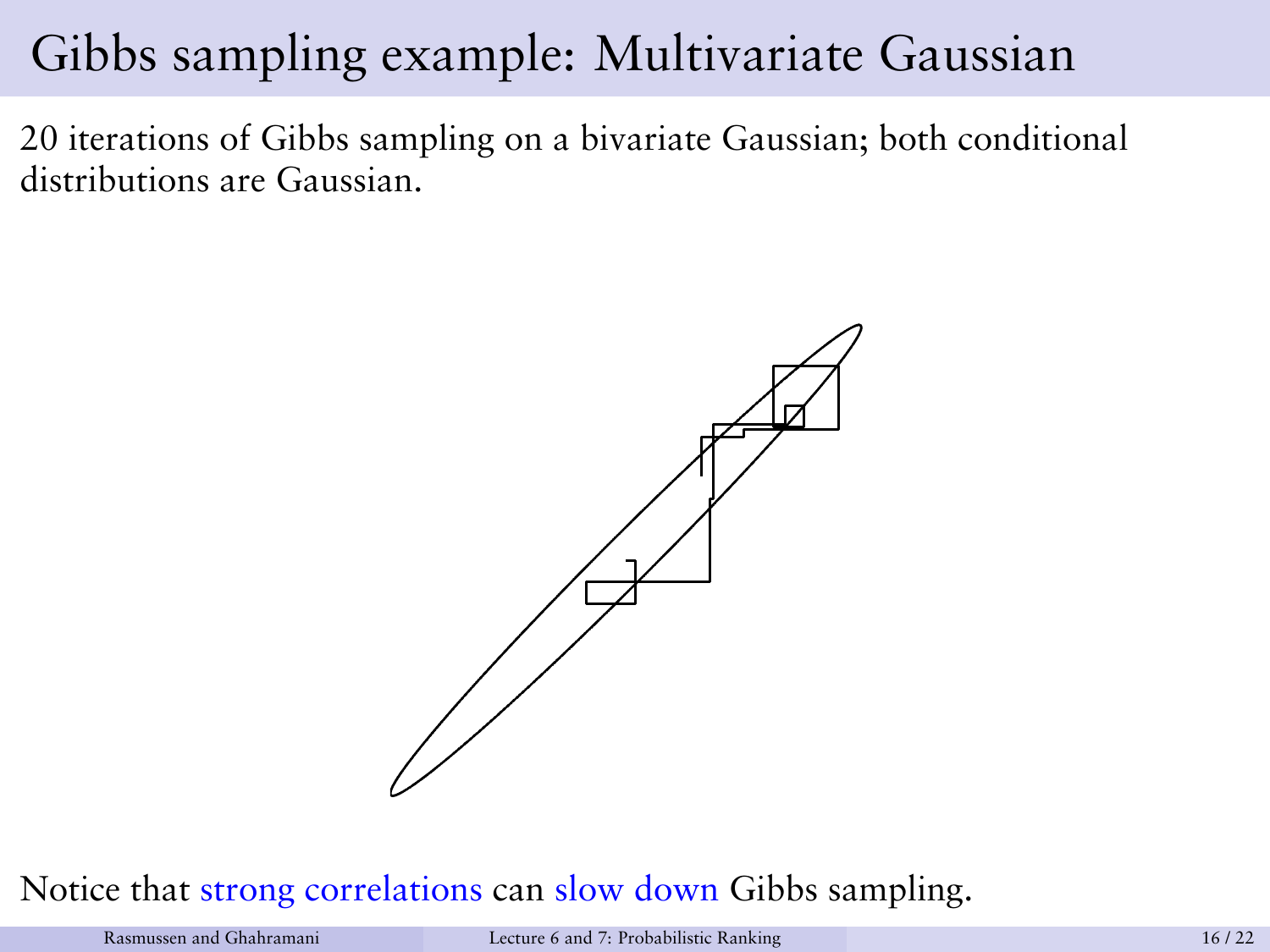# Gibbs sampling example: Multivariate Gaussian

20 iterations of Gibbs sampling on a bivariate Gaussian; both conditional distributions are Gaussian.

Notice that strong correlations can slow down Gibbs sampling.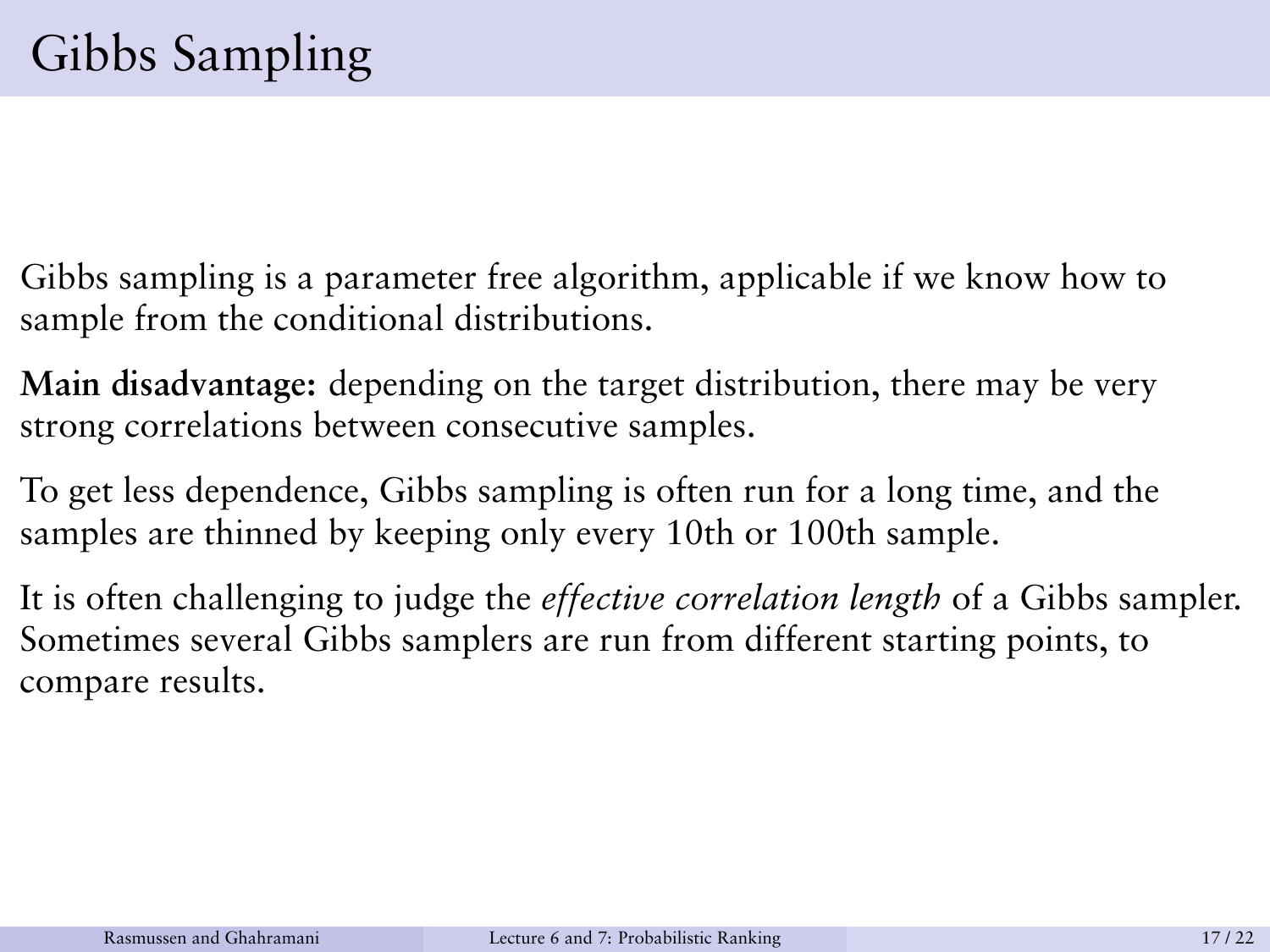# Gibbs Sampling

Gibbs sampling is a parameter free algorithm, applicable if we know how to sample from the conditional distributions.

**Main disadvantage:** depending on the target distribution, there may be very strong correlations between consecutive samples.

To get less dependence, Gibbs sampling is often run for a long time, and the samples are thinned by keeping only every 10th or 100th sample.

It is often challenging to judge the *effective correlation length* of a Gibbs sampler. Sometimes several Gibbs samplers are run from different starting points, to compare results.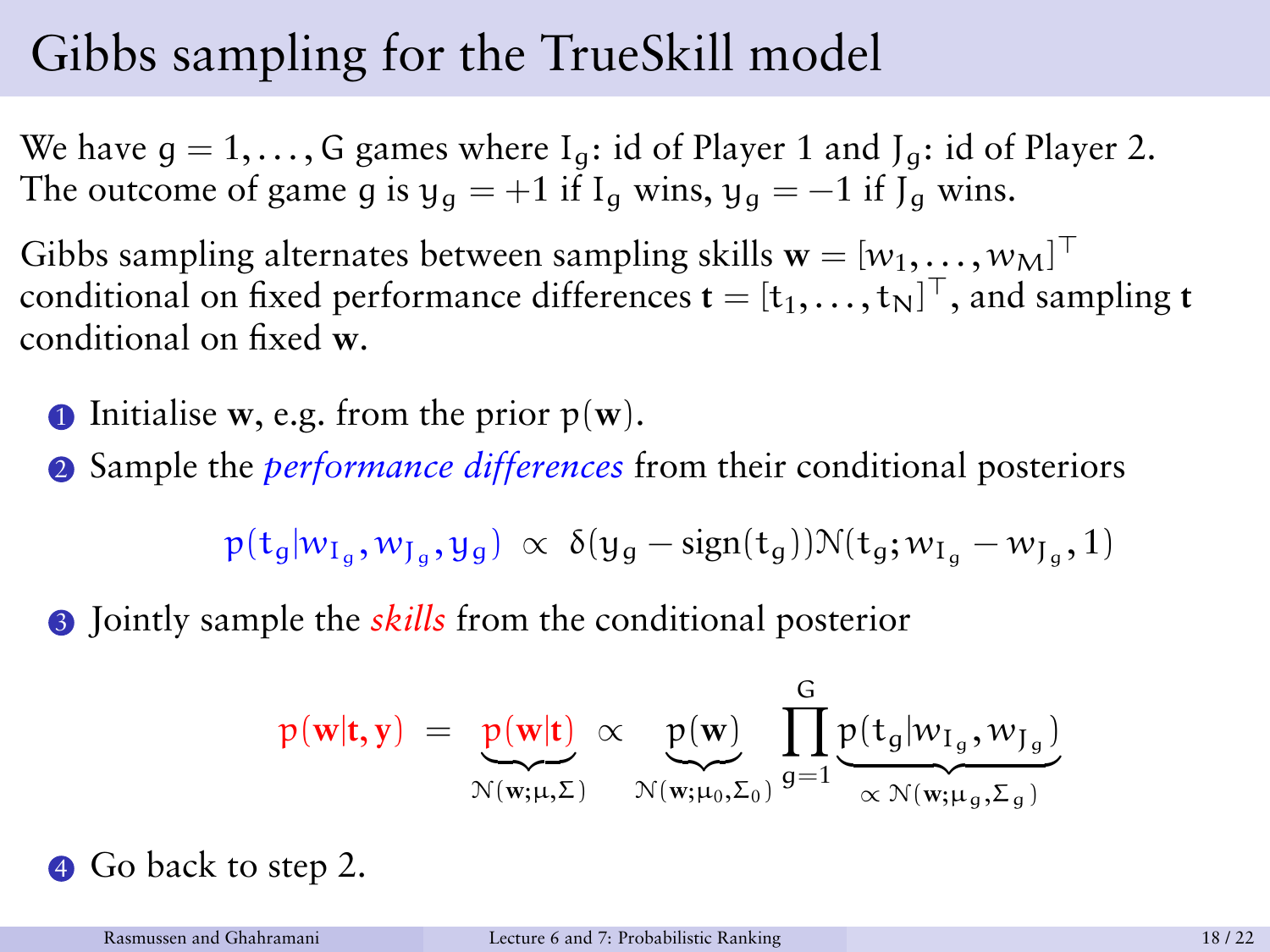# Gibbs sampling for the TrueSkill model

We have $g = 1, \ldots, G$ games where $I_g$: id of Player 1 and $J_g$: id of Player 2. The outcome of game $g$ is $y_g = +1$ if $I_g$ wins, $y_g = -1$ if $J_g$ wins.

Gibbs sampling alternates between sampling skills $\mathbf{w} = [w_1, \ldots, w_M]^\top$ conditional on fixed performance differences $\mathbf{t} = [t_1, \ldots, t_N]^\top$, and sampling $\mathbf{t}$ conditional on fixed $\mathbf{w}$.

1. Initialise $\mathbf{w}$, e.g. from the prior $p(\mathbf{w})$.
2. Sample the *performance differences* from their conditional posteriors

$$p(t_g | w_{I_g}, w_{J_g}, y_g) \;\propto\; \delta(y_g - \text{sign}(t_g)) \mathcal{N}(t_g; w_{I_g} - w_{J_g}, 1)$$

3. Jointly sample the *skills* from the conditional posterior

$$p(\mathbf{w}|\mathbf{t}, \mathbf{y}) \;=\; \underbrace{p(\mathbf{w}|\mathbf{t})}_{\mathcal{N}(\mathbf{w};\mu,\Sigma)} \;\propto\; \underbrace{p(\mathbf{w})}_{\mathcal{N}(\mathbf{w};\mu_0,\Sigma_0)} \prod_{g=1}^{G} \underbrace{p(t_g | w_{I_g}, w_{J_g})}_{\propto\, \mathcal{N}(\mathbf{w};\mu_g,\Sigma_g)}$$

4. Go back to step 2.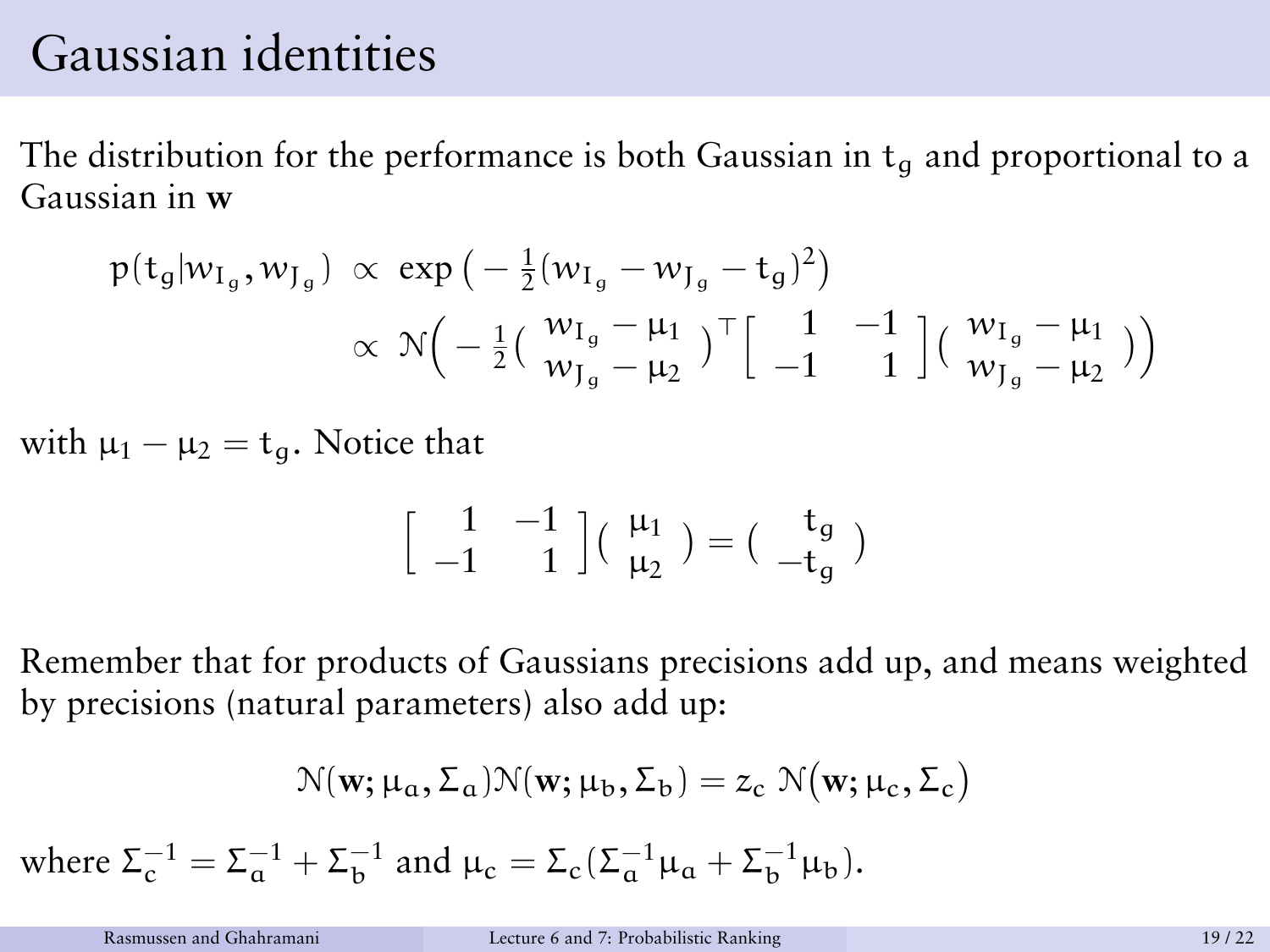# Gaussian identities

The distribution for the performance is both Gaussian in $t_g$ and proportional to a Gaussian in $\mathbf{w}$

$$
\begin{aligned}
p(t_g | w_{I_g}, w_{J_g}) &\propto \exp\big(-\tfrac{1}{2}(w_{I_g} - w_{J_g} - t_g)^2\big) \\
&\propto \mathcal{N}\Big(-\tfrac{1}{2}\begin{pmatrix} w_{I_g} - \mu_1 \\ w_{J_g} - \mu_2 \end{pmatrix}^\top \begin{bmatrix} 1 & -1 \\ -1 & 1 \end{bmatrix} \begin{pmatrix} w_{I_g} - \mu_1 \\ w_{J_g} - \mu_2 \end{pmatrix}\Big)
\end{aligned}
$$

with $\mu_1 - \mu_2 = t_g$. Notice that

$$
\begin{bmatrix} 1 & -1 \\ -1 & 1 \end{bmatrix} \begin{pmatrix} \mu_1 \\ \mu_2 \end{pmatrix} = \begin{pmatrix} t_g \\ -t_g \end{pmatrix}
$$

Remember that for products of Gaussians precisions add up, and means weighted by precisions (natural parameters) also add up:

$$
\mathcal{N}(\mathbf{w}; \mu_a, \Sigma_a)\mathcal{N}(\mathbf{w}; \mu_b, \Sigma_b) = z_c \, \mathcal{N}\big(\mathbf{w}; \mu_c, \Sigma_c\big)
$$

where $\Sigma_c^{-1} = \Sigma_a^{-1} + \Sigma_b^{-1}$ and $\mu_c = \Sigma_c(\Sigma_a^{-1}\mu_a + \Sigma_b^{-1}\mu_b)$.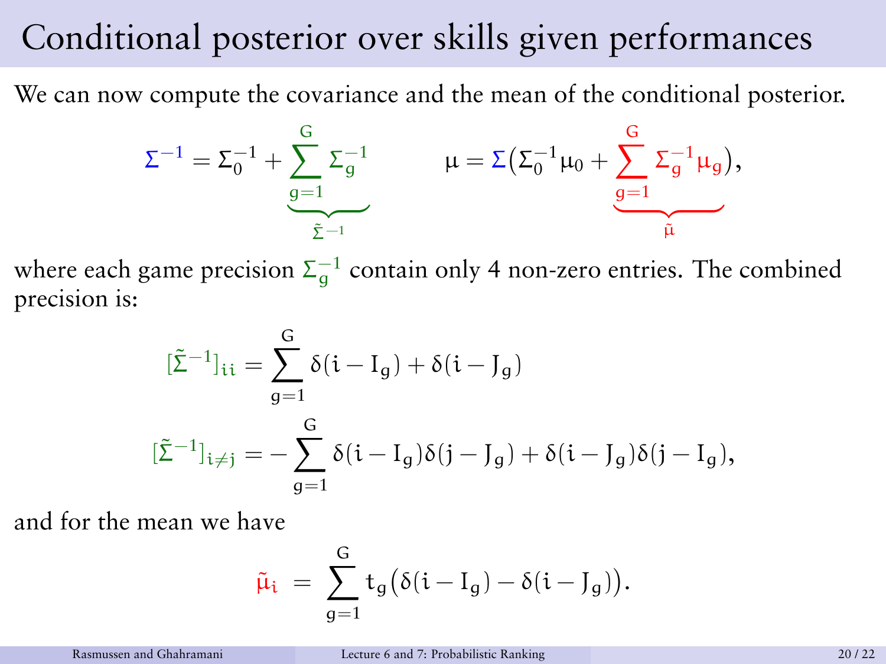# Conditional posterior over skills given performances

We can now compute the covariance and the mean of the conditional posterior.

$$\Sigma^{-1} = \Sigma_0^{-1} + \underbrace{\sum_{g=1}^{G} \Sigma_g^{-1}}_{\tilde{\Sigma}^{-1}} \qquad \mu = \Sigma\big(\Sigma_0^{-1}\mu_0 + \underbrace{\sum_{g=1}^{G} \Sigma_g^{-1}\mu_g}_{\tilde{\mu}}\big),$$

where each game precision $\Sigma_g^{-1}$ contain only 4 non-zero entries. The combined precision is:

$$[\tilde{\Sigma}^{-1}]_{ii} = \sum_{g=1}^{G} \delta(i - I_g) + \delta(i - J_g)$$

$$[\tilde{\Sigma}^{-1}]_{i \neq j} = -\sum_{g=1}^{G} \delta(i - I_g)\delta(j - J_g) + \delta(i - J_g)\delta(j - I_g),$$

and for the mean we have

$$\tilde{\mu}_i = \sum_{g=1}^{G} t_g\big(\delta(i - I_g) - \delta(i - J_g)\big).$$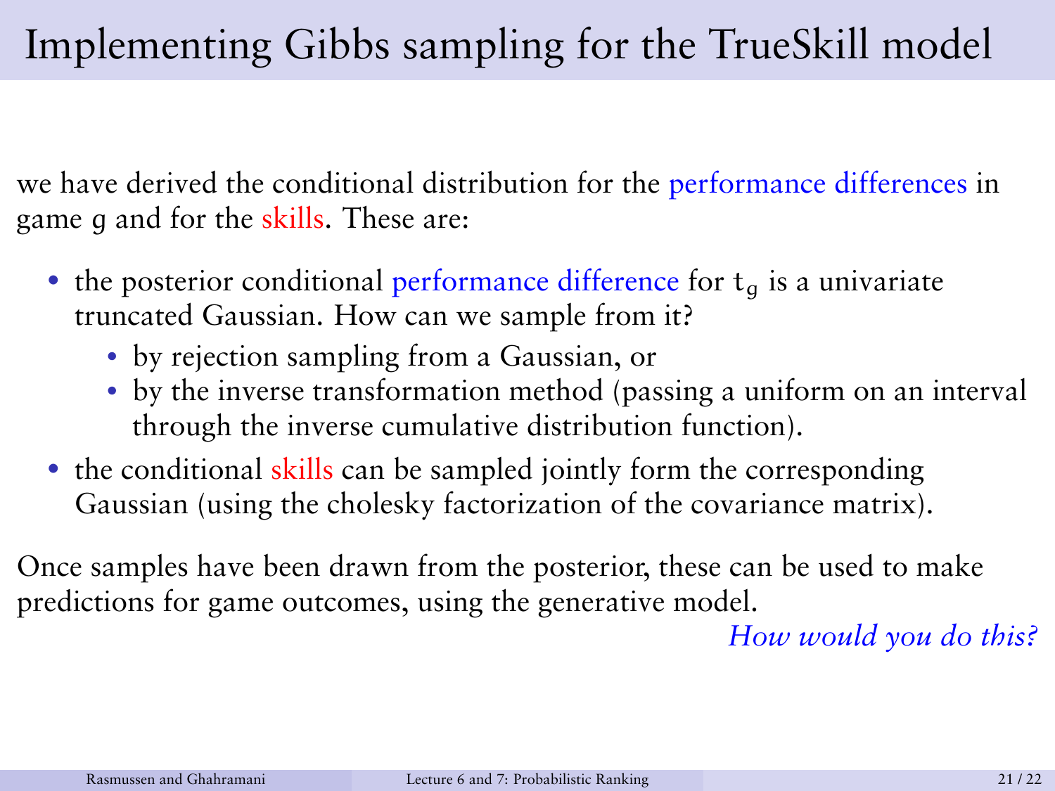# Implementing Gibbs sampling for the TrueSkill model

we have derived the conditional distribution for the performance differences in game $g$ and for the skills. These are:

- the posterior conditional performance difference for $t_g$ is a univariate truncated Gaussian. How can we sample from it?
  - by rejection sampling from a Gaussian, or
  - by the inverse transformation method (passing a uniform on an interval through the inverse cumulative distribution function).
- the conditional skills can be sampled jointly form the corresponding Gaussian (using the cholesky factorization of the covariance matrix).

Once samples have been drawn from the posterior, these can be used to make predictions for game outcomes, using the generative model.

*How would you do this?*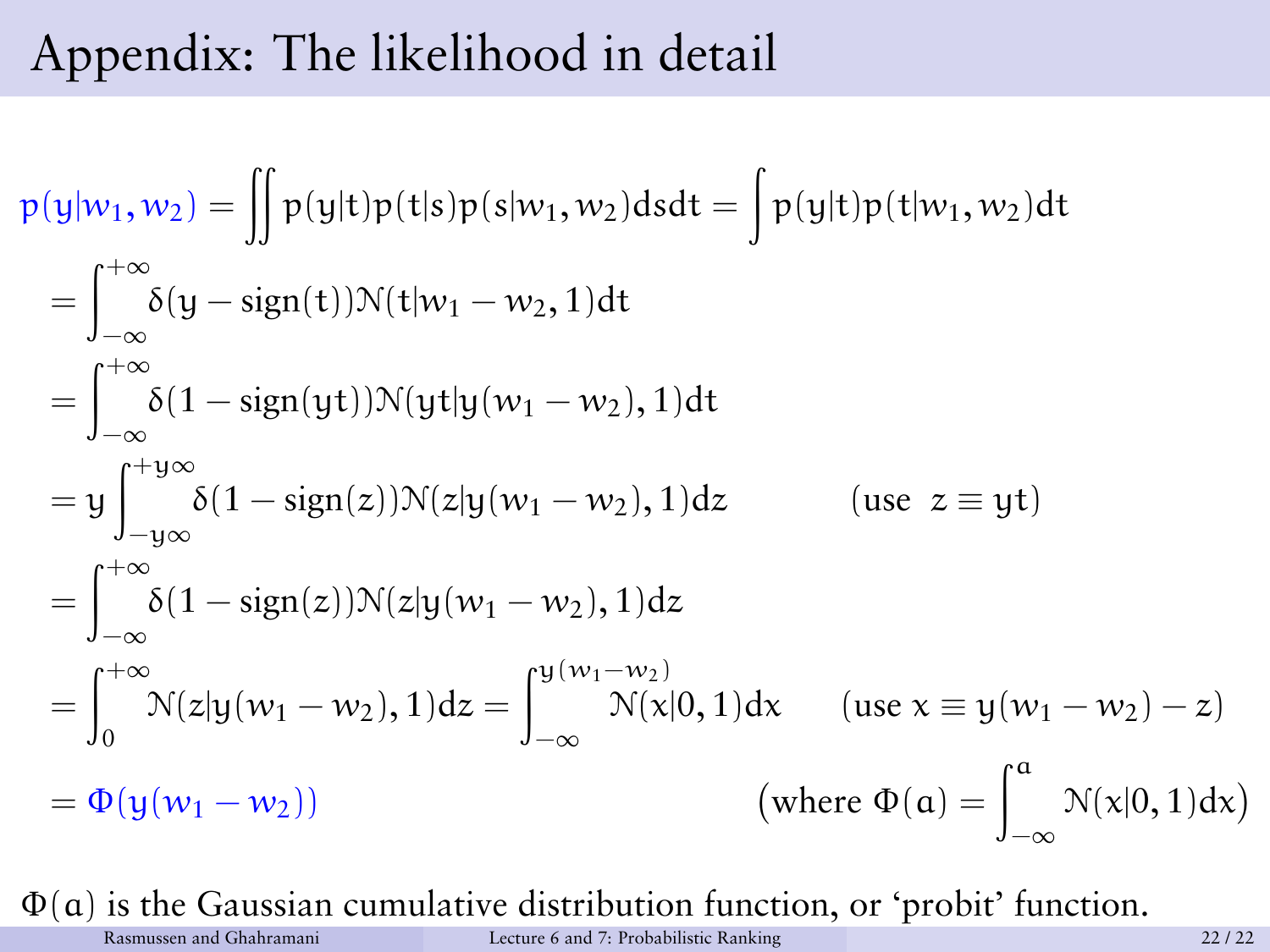# Appendix: The likelihood in detail

$$
\begin{aligned}
p(y|w_1, w_2) &= \iint p(y|t)p(t|s)p(s|w_1, w_2)\,ds\,dt = \int p(y|t)p(t|w_1, w_2)\,dt \\
&= \int_{-\infty}^{+\infty} \delta(y - \text{sign}(t))\mathcal{N}(t|w_1 - w_2, 1)\,dt \\
&= \int_{-\infty}^{+\infty} \delta(1 - \text{sign}(yt))\mathcal{N}(yt|y(w_1 - w_2), 1)\,dt \\
&= y\int_{-y\infty}^{+y\infty} \delta(1 - \text{sign}(z))\mathcal{N}(z|y(w_1 - w_2), 1)\,dz \qquad (\text{use } \ z \equiv yt) \\
&= \int_{-\infty}^{+\infty} \delta(1 - \text{sign}(z))\mathcal{N}(z|y(w_1 - w_2), 1)\,dz \\
&= \int_{0}^{+\infty} \mathcal{N}(z|y(w_1 - w_2), 1)\,dz = \int_{-\infty}^{y(w_1 - w_2)} \mathcal{N}(x|0, 1)\,dx \qquad (\text{use } x \equiv y(w_1 - w_2) - z) \\
&= \Phi(y(w_1 - w_2)) \qquad \left(\text{where } \Phi(a) = \int_{-\infty}^{a} \mathcal{N}(x|0, 1)\,dx\right)
\end{aligned}
$$

$\Phi(a)$ is the Gaussian cumulative distribution function, or 'probit' function.